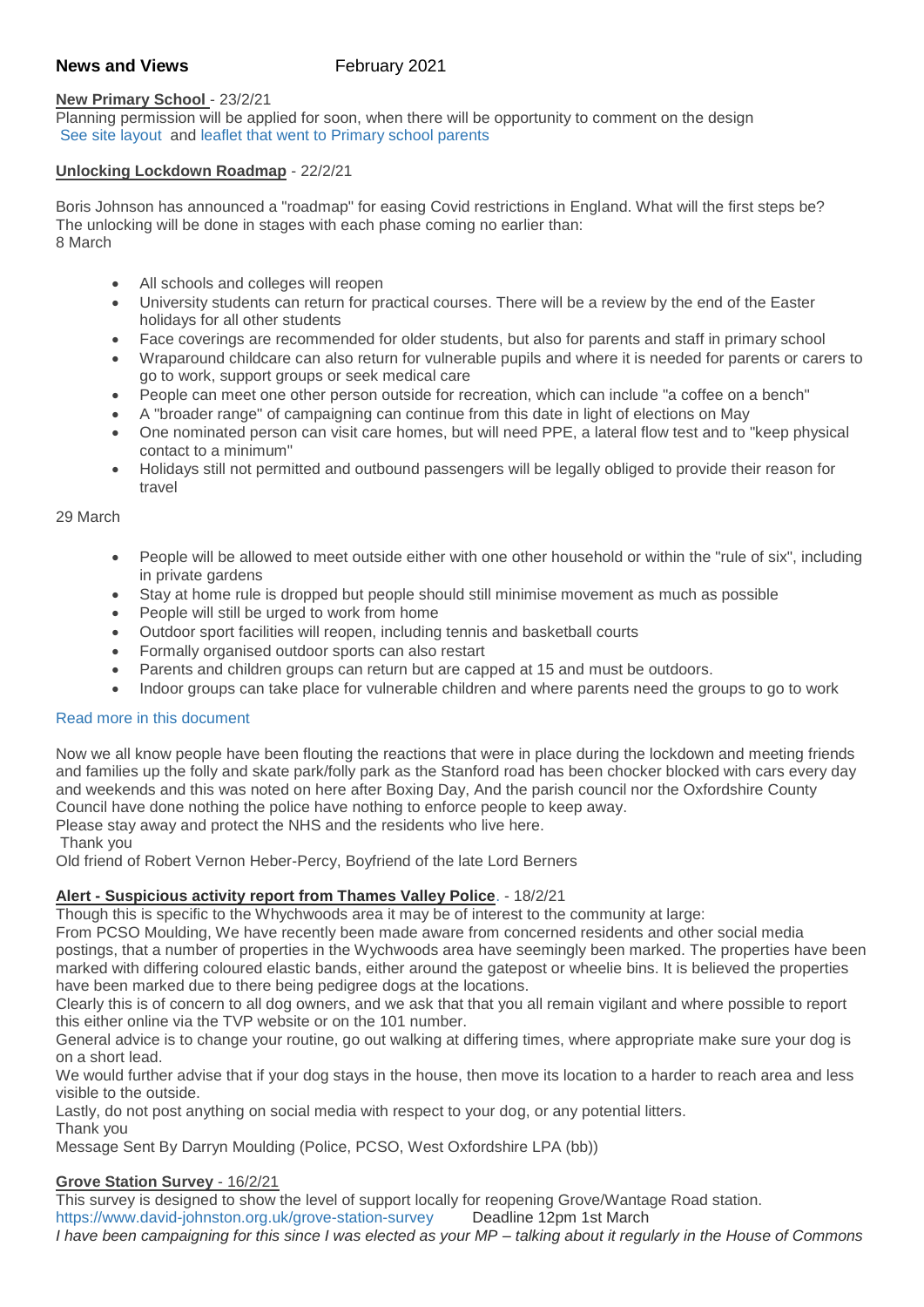**News and Views** February 2021

**New Primary School** - 23/2/21

Planning permission will be applied for soon, when there will be opportunity to comment on the design

See site layout and leaflet that went to Primary school parents

**Unlocking Lockdown Roadmap** - 22/2/21

Boris Johnson has announced a "roadmap" for easing Covid restrictions in England. What will the first steps be?
The unlocking will be done in stages with each phase coming no earlier than:
8 March

- All schools and colleges will reopen
- University students can return for practical courses. There will be a review by the end of the Easter holidays for all other students
- Face coverings are recommended for older students, but also for parents and staff in primary school
- Wraparound childcare can also return for vulnerable pupils and where it is needed for parents or carers to go to work, support groups or seek medical care
- People can meet one other person outside for recreation, which can include "a coffee on a bench"
- A "broader range" of campaigning can continue from this date in light of elections on May
- One nominated person can visit care homes, but will need PPE, a lateral flow test and to "keep physical contact to a minimum"
- Holidays still not permitted and outbound passengers will be legally obliged to provide their reason for travel

29 March

- People will be allowed to meet outside either with one other household or within the "rule of six", including in private gardens
- Stay at home rule is dropped but people should still minimise movement as much as possible
- People will still be urged to work from home
- Outdoor sport facilities will reopen, including tennis and basketball courts
- Formally organised outdoor sports can also restart
- Parents and children groups can return but are capped at 15 and must be outdoors.
- Indoor groups can take place for vulnerable children and where parents need the groups to go to work

Read more in this document

Now we all know people have been flouting the reactions that were in place during the lockdown and meeting friends and families up the folly and skate park/folly park as the Stanford road has been chocker blocked with cars every day and weekends and this was noted on here after Boxing Day, And the parish council nor the Oxfordshire County Council have done nothing the police have nothing to enforce people to keep away.
Please stay away and protect the NHS and the residents who live here.
Thank you
Old friend of Robert Vernon Heber-Percy, Boyfriend of the late Lord Berners

**Alert - Suspicious activity report from Thames Valley Police**. - 18/2/21

Though this is specific to the Whychwoods area it may be of interest to the community at large:
From PCSO Moulding, We have recently been made aware from concerned residents and other social media postings, that a number of properties in the Wychwoods area have seemingly been marked. The properties have been marked with differing coloured elastic bands, either around the gatepost or wheelie bins. It is believed the properties have been marked due to there being pedigree dogs at the locations.
Clearly this is of concern to all dog owners, and we ask that that you all remain vigilant and where possible to report this either online via the TVP website or on the 101 number.
General advice is to change your routine, go out walking at differing times, where appropriate make sure your dog is on a short lead.
We would further advise that if your dog stays in the house, then move its location to a harder to reach area and less visible to the outside.
Lastly, do not post anything on social media with respect to your dog, or any potential litters.
Thank you
Message Sent By Darryn Moulding (Police, PCSO, West Oxfordshire LPA (bb))

**Grove Station Survey** - 16/2/21

This survey is designed to show the level of support locally for reopening Grove/Wantage Road station.
https://www.david-johnston.org.uk/grove-station-survey Deadline 12pm 1st March
*I have been campaigning for this since I was elected as your MP – talking about it regularly in the House of Commons*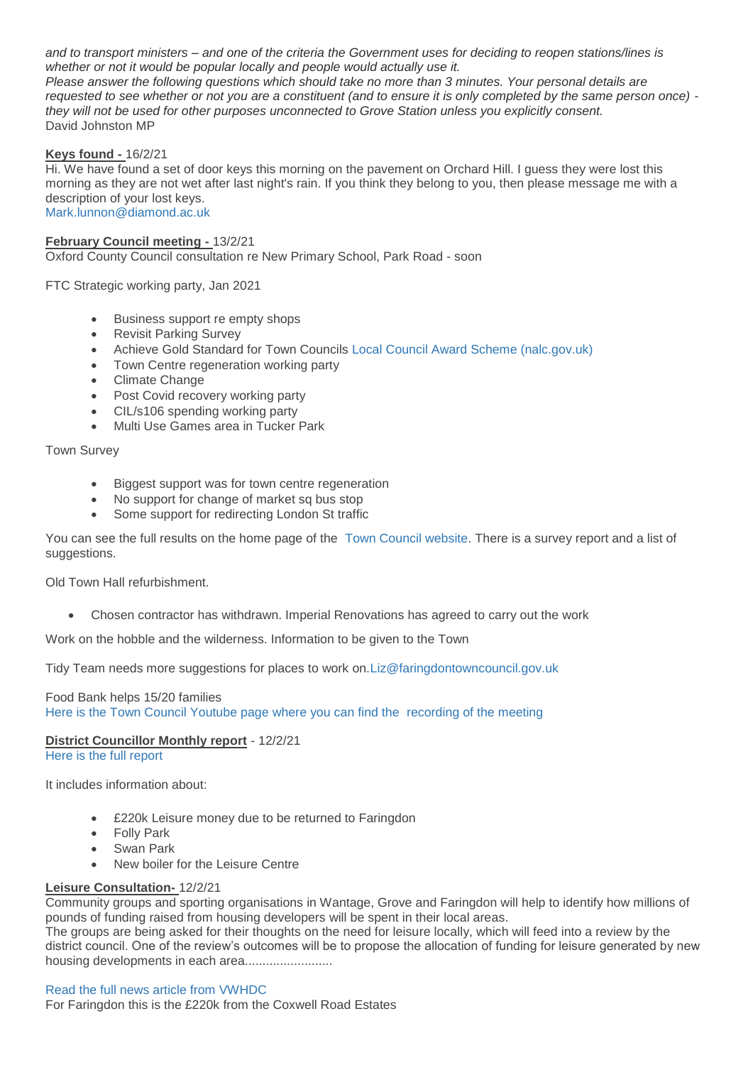*and to transport ministers – and one of the criteria the Government uses for deciding to reopen stations/lines is whether or not it would be popular locally and people would actually use it.*
*Please answer the following questions which should take no more than 3 minutes. Your personal details are requested to see whether or not you are a constituent (and to ensure it is only completed by the same person once) - they will not be used for other purposes unconnected to Grove Station unless you explicitly consent.*
David Johnston MP

**Keys found -** 16/2/21
Hi. We have found a set of door keys this morning on the pavement on Orchard Hill. I guess they were lost this morning as they are not wet after last night's rain. If you think they belong to you, then please message me with a description of your lost keys.
Mark.lunnon@diamond.ac.uk

**February Council meeting -** 13/2/21
Oxford County Council consultation re New Primary School, Park Road - soon

FTC Strategic working party, Jan 2021

- Business support re empty shops
- Revisit Parking Survey
- Achieve Gold Standard for Town Councils Local Council Award Scheme (nalc.gov.uk)
- Town Centre regeneration working party
- Climate Change
- Post Covid recovery working party
- CIL/s106 spending working party
- Multi Use Games area in Tucker Park

Town Survey

- Biggest support was for town centre regeneration
- No support for change of market sq bus stop
- Some support for redirecting London St traffic

You can see the full results on the home page of the Town Council website. There is a survey report and a list of suggestions.

Old Town Hall refurbishment.

- Chosen contractor has withdrawn. Imperial Renovations has agreed to carry out the work

Work on the hobble and the wilderness. Information to be given to the Town

Tidy Team needs more suggestions for places to work on.Liz@faringdontowncouncil.gov.uk

Food Bank helps 15/20 families
Here is the Town Council Youtube page where you can find the recording of the meeting

**District Councillor Monthly report** - 12/2/21
Here is the full report

It includes information about:

- £220k Leisure money due to be returned to Faringdon
- Folly Park
- Swan Park
- New boiler for the Leisure Centre

**Leisure Consultation-** 12/2/21
Community groups and sporting organisations in Wantage, Grove and Faringdon will help to identify how millions of pounds of funding raised from housing developers will be spent in their local areas.
The groups are being asked for their thoughts on the need for leisure locally, which will feed into a review by the district council. One of the review's outcomes will be to propose the allocation of funding for leisure generated by new housing developments in each area.........................

Read the full news article from VWHDC
For Faringdon this is the £220k from the Coxwell Road Estates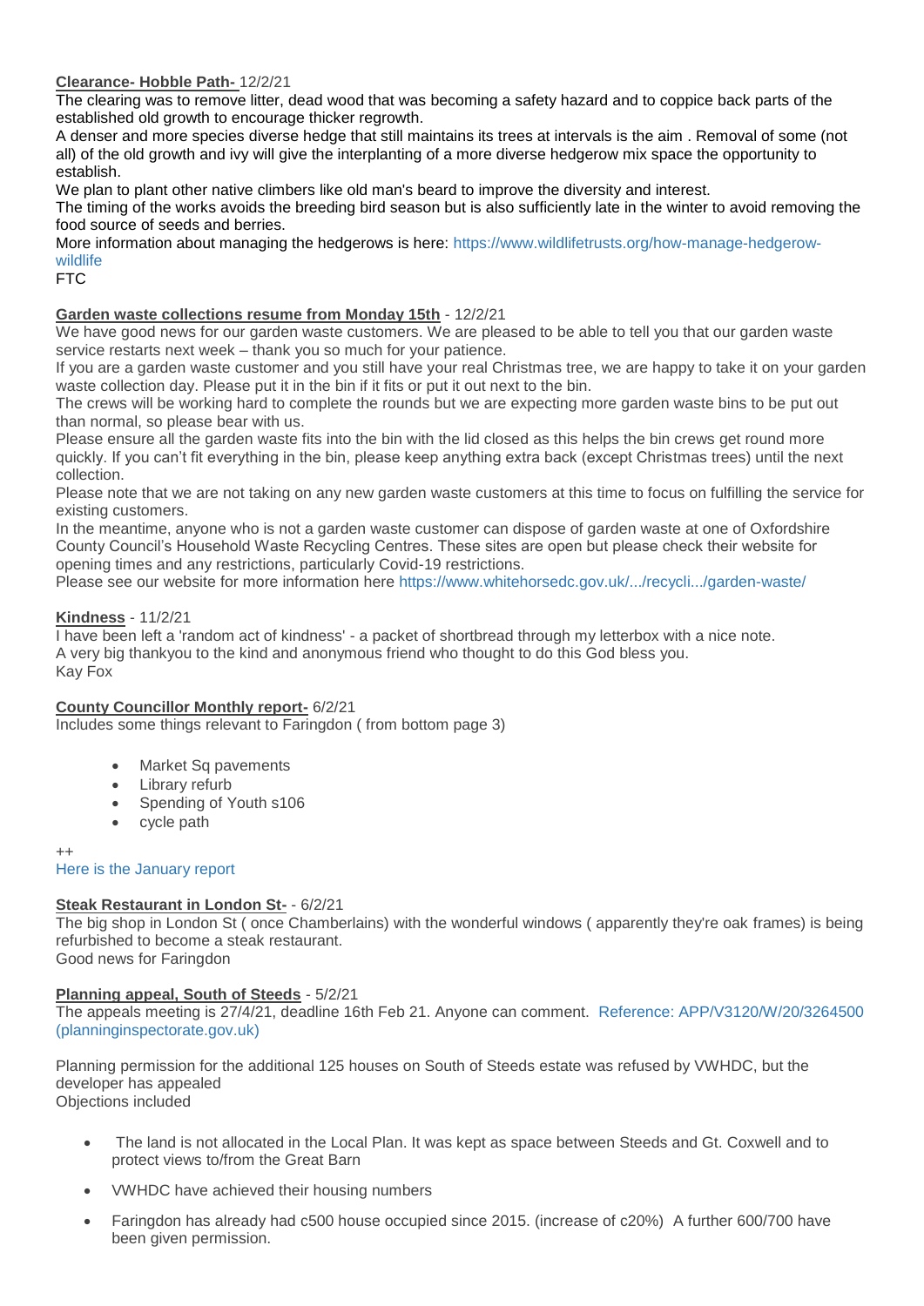**Clearance- Hobble Path-** 12/2/21

The clearing was to remove litter, dead wood that was becoming a safety hazard and to coppice back parts of the established old growth to encourage thicker regrowth.

A denser and more species diverse hedge that still maintains its trees at intervals is the aim . Removal of some (not all) of the old growth and ivy will give the interplanting of a more diverse hedgerow mix space the opportunity to establish.

We plan to plant other native climbers like old man's beard to improve the diversity and interest.

The timing of the works avoids the breeding bird season but is also sufficiently late in the winter to avoid removing the food source of seeds and berries.

More information about managing the hedgerows is here: https://www.wildlifetrusts.org/how-manage-hedgerow-wildlife

FTC

**Garden waste collections resume from Monday 15th** - 12/2/21

We have good news for our garden waste customers. We are pleased to be able to tell you that our garden waste service restarts next week – thank you so much for your patience.

If you are a garden waste customer and you still have your real Christmas tree, we are happy to take it on your garden waste collection day. Please put it in the bin if it fits or put it out next to the bin.

The crews will be working hard to complete the rounds but we are expecting more garden waste bins to be put out than normal, so please bear with us.

Please ensure all the garden waste fits into the bin with the lid closed as this helps the bin crews get round more quickly. If you can't fit everything in the bin, please keep anything extra back (except Christmas trees) until the next collection.

Please note that we are not taking on any new garden waste customers at this time to focus on fulfilling the service for existing customers.

In the meantime, anyone who is not a garden waste customer can dispose of garden waste at one of Oxfordshire County Council's Household Waste Recycling Centres. These sites are open but please check their website for opening times and any restrictions, particularly Covid-19 restrictions.

Please see our website for more information here https://www.whitehorsedc.gov.uk/.../recycli.../garden-waste/

**Kindness** - 11/2/21

I have been left a 'random act of kindness' - a packet of shortbread through my letterbox with a nice note.

A very big thankyou to the kind and anonymous friend who thought to do this God bless you.

Kay Fox

**County Councillor Monthly report-** 6/2/21

Includes some things relevant to Faringdon ( from bottom page 3)

- Market Sq pavements
- Library refurb
- Spending of Youth s106
- cycle path

++

Here is the January report

**Steak Restaurant in London St-** - 6/2/21

The big shop in London St ( once Chamberlains) with the wonderful windows ( apparently they're oak frames) is being refurbished to become a steak restaurant.

Good news for Faringdon

**Planning appeal, South of Steeds** - 5/2/21

The appeals meeting is 27/4/21, deadline 16th Feb 21. Anyone can comment. Reference: APP/V3120/W/20/3264500 (planninginspectorate.gov.uk)

Planning permission for the additional 125 houses on South of Steeds estate was refused by VWHDC, but the developer has appealed

Objections included

- The land is not allocated in the Local Plan. It was kept as space between Steeds and Gt. Coxwell and to protect views to/from the Great Barn
- VWHDC have achieved their housing numbers
- Faringdon has already had c500 house occupied since 2015. (increase of c20%) A further 600/700 have been given permission.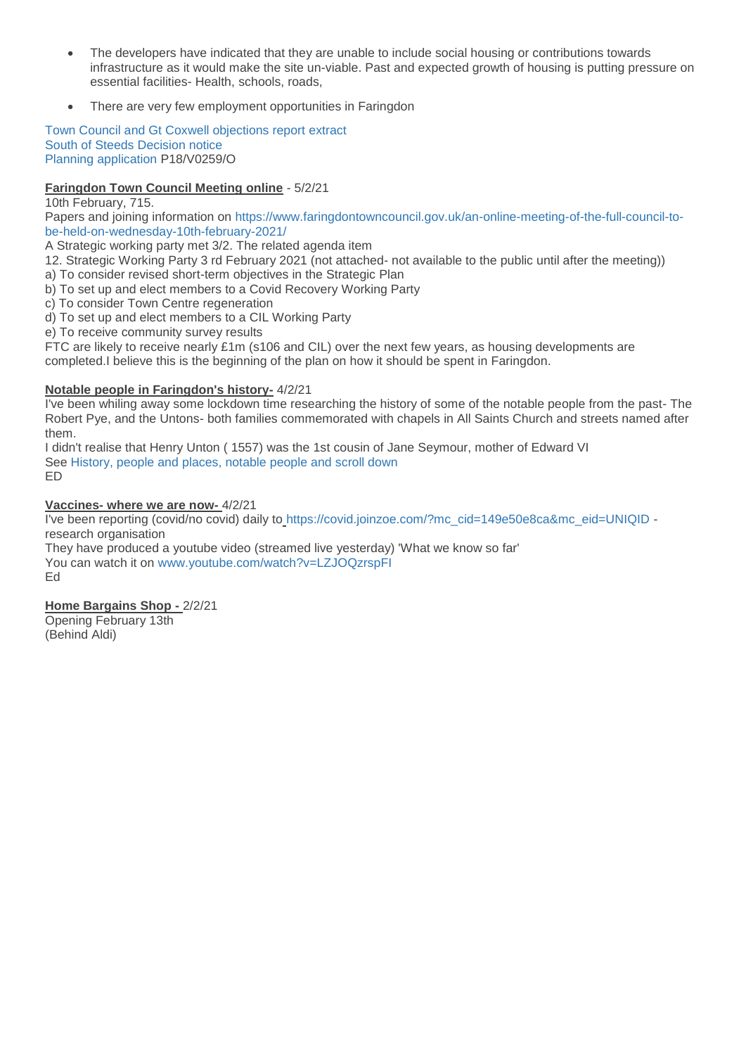- The developers have indicated that they are unable to include social housing or contributions towards infrastructure as it would make the site un-viable. Past and expected growth of housing is putting pressure on essential facilities- Health, schools, roads,
- There are very few employment opportunities in Faringdon

Town Council and Gt Coxwell objections report extract
South of Steeds Decision notice
Planning application P18/V0259/O

**Faringdon Town Council Meeting online** - 5/2/21
10th February, 715.
Papers and joining information on https://www.faringdontowncouncil.gov.uk/an-online-meeting-of-the-full-council-to-be-held-on-wednesday-10th-february-2021/
A Strategic working party met 3/2. The related agenda item
12. Strategic Working Party 3 rd February 2021 (not attached- not available to the public until after the meeting))
a) To consider revised short-term objectives in the Strategic Plan
b) To set up and elect members to a Covid Recovery Working Party
c) To consider Town Centre regeneration
d) To set up and elect members to a CIL Working Party
e) To receive community survey results
FTC are likely to receive nearly £1m (s106 and CIL) over the next few years, as housing developments are completed.I believe this is the beginning of the plan on how it should be spent in Faringdon.

**Notable people in Faringdon's history-** 4/2/21
I've been whiling away some lockdown time researching the history of some of the notable people from the past- The Robert Pye, and the Untons- both families commemorated with chapels in All Saints Church and streets named after them.
I didn't realise that Henry Unton ( 1557) was the 1st cousin of Jane Seymour, mother of Edward VI
See History, people and places, notable people and scroll down
ED

**Vaccines- where we are now-** 4/2/21
I've been reporting (covid/no covid) daily to https://covid.joinzoe.com/?mc_cid=149e50e8ca&mc_eid=UNIQID - research organisation
They have produced a youtube video (streamed live yesterday) 'What we know so far'
You can watch it on www.youtube.com/watch?v=LZJOQzrspFI
Ed

**Home Bargains Shop -** 2/2/21
Opening February 13th
(Behind Aldi)